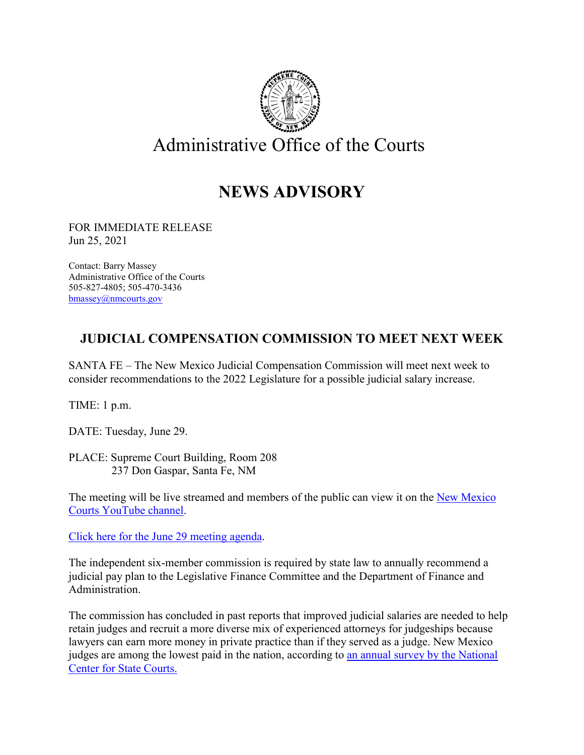# Administrative Office of the Courts

# NEWS ADVISORY

FOR IMMEDIATE RELEASE
Jun 25, 2021

Contact: Barry Massey
Administrative Office of the Courts
505-827-4805; 505-470-3436
bmassey@nmcourts.gov

## JUDICIAL COMPENSATION COMMISSION TO MEET NEXT WEEK

SANTA FE – The New Mexico Judicial Compensation Commission will meet next week to consider recommendations to the 2022 Legislature for a possible judicial salary increase.

TIME: 1 p.m.

DATE: Tuesday, June 29.

PLACE: Supreme Court Building, Room 208
237 Don Gaspar, Santa Fe, NM

The meeting will be live streamed and members of the public can view it on the New Mexico Courts YouTube channel.

Click here for the June 29 meeting agenda.

The independent six-member commission is required by state law to annually recommend a judicial pay plan to the Legislative Finance Committee and the Department of Finance and Administration.

The commission has concluded in past reports that improved judicial salaries are needed to help retain judges and recruit a more diverse mix of experienced attorneys for judgeships because lawyers can earn more money in private practice than if they served as a judge. New Mexico judges are among the lowest paid in the nation, according to an annual survey by the National Center for State Courts.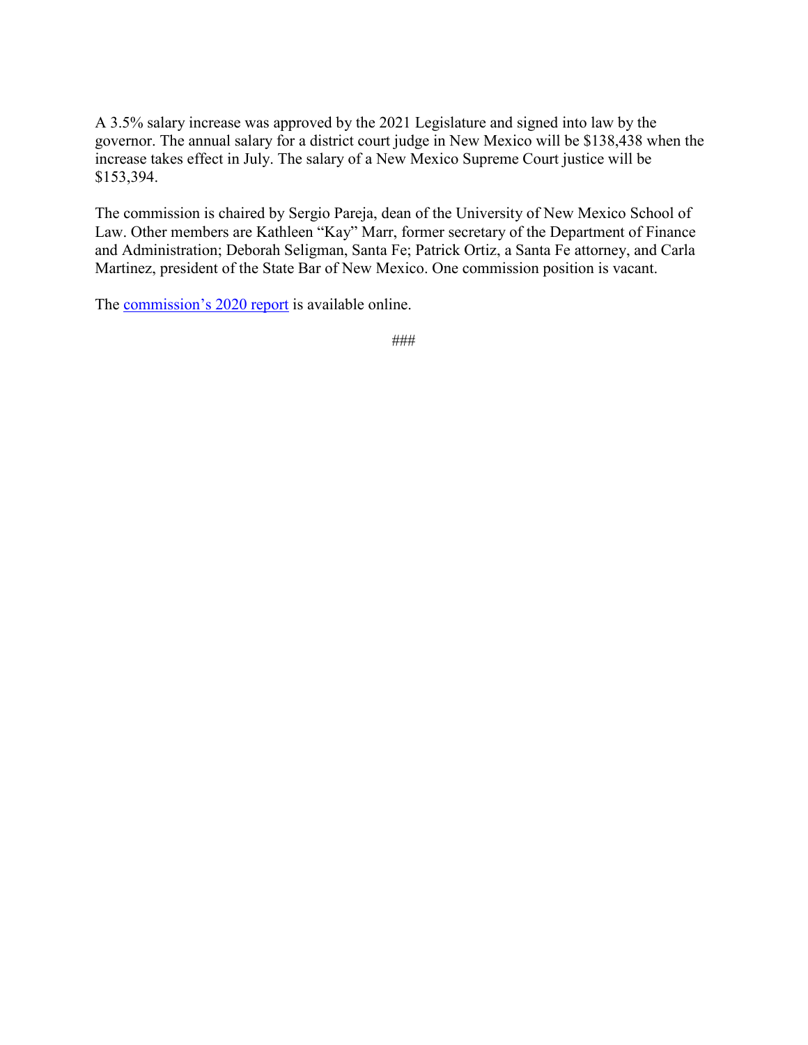A 3.5% salary increase was approved by the 2021 Legislature and signed into law by the governor. The annual salary for a district court judge in New Mexico will be $138,438 when the increase takes effect in July. The salary of a New Mexico Supreme Court justice will be $153,394.

The commission is chaired by Sergio Pareja, dean of the University of New Mexico School of Law. Other members are Kathleen "Kay" Marr, former secretary of the Department of Finance and Administration; Deborah Seligman, Santa Fe; Patrick Ortiz, a Santa Fe attorney, and Carla Martinez, president of the State Bar of New Mexico. One commission position is vacant.

The commission's 2020 report is available online.

###